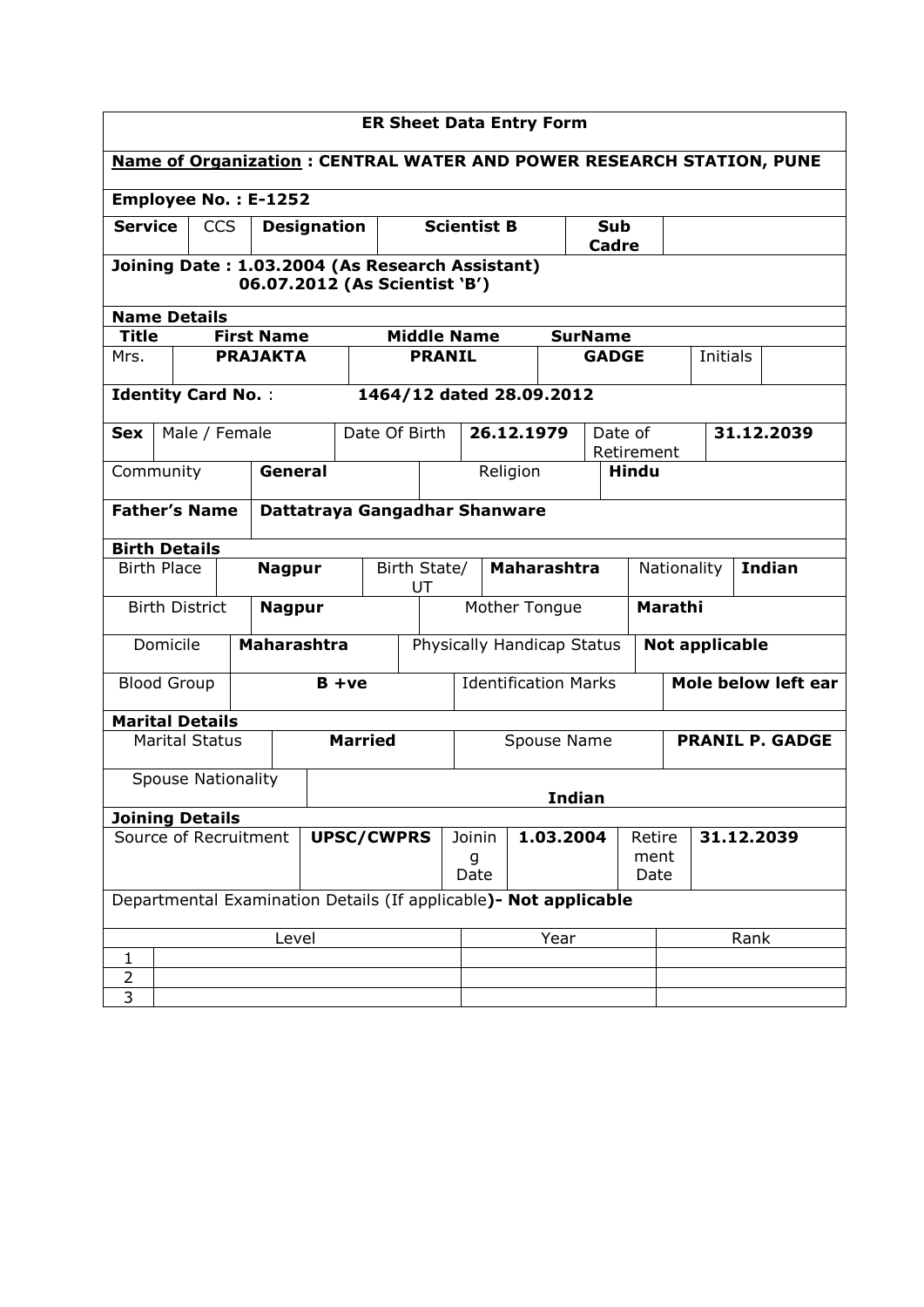# ER Sheet Data Entry Form

**Name of Organization : CENTRAL WATER AND POWER RESEARCH STATION, PUNE**

**Employee No. : E-1252**

| **Service** | CCS | **Designation** | **Scientist B** | **Sub Cadre** | |
|---|---|---|---|---|---|

**Joining Date : 1.03.2004 (As Research Assistant)**
**06.07.2012 (As Scientist 'B')**

**Name Details**

| Title | First Name | Middle Name | SurName | | |
|---|---|---|---|---|---|
| Mrs. | **PRAJAKTA** | **PRANIL** | **GADGE** | Initials | |

**Identity Card No. :** **1464/12 dated 28.09.2012**

| **Sex** | Male / Female | Date Of Birth | **26.12.1979** | Date of Retirement | **31.12.2039** |
|---|---|---|---|---|---|
| Community | **General** | Religion | **Hindu** | | |

| **Father's Name** | **Dattatraya Gangadhar Shanware** |
|---|---|

**Birth Details**

| Birth Place | **Nagpur** | Birth State/ UT | **Maharashtra** | Nationality | **Indian** |
|---|---|---|---|---|---|
| Birth District | **Nagpur** | Mother Tongue | **Marathi** | | |
| Domicile | **Maharashtra** | Physically Handicap Status | **Not applicable** | | |
| Blood Group | **B +ve** | Identification Marks | **Mole below left ear** | | |

**Marital Details**

| Marital Status | **Married** | Spouse Name | **PRANIL P. GADGE** |
|---|---|---|---|
| Spouse Nationality | **Indian** | | |

**Joining Details**

| Source of Recruitment | **UPSC/CWPRS** | Joining Date | **1.03.2004** | Retirement Date | **31.12.2039** |
|---|---|---|---|---|---|

Departmental Examination Details (If applicable**)- Not applicable**

| | Level | Year | Rank |
|---|---|---|---|
| 1 | | | |
| 2 | | | |
| 3 | | | |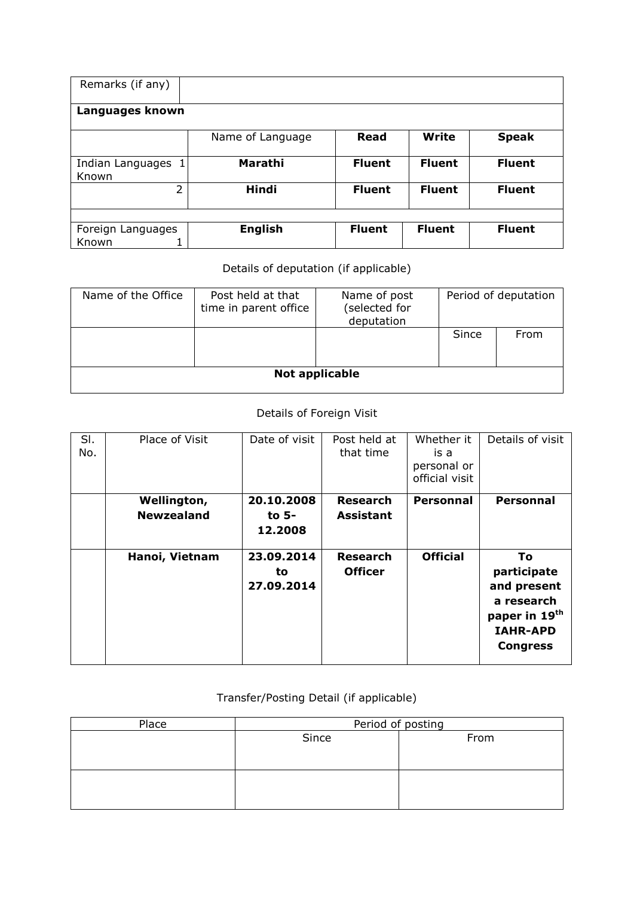| Remarks (if any) | | | | |
|---|---|---|---|---|
| **Languages known** | | | | |
| | Name of Language | **Read** | **Write** | **Speak** |
| Indian Languages Known 1 | **Marathi** | **Fluent** | **Fluent** | **Fluent** |
| 2 | **Hindi** | **Fluent** | **Fluent** | **Fluent** |
| | | | | |
| Foreign Languages Known 1 | **English** | **Fluent** | **Fluent** | **Fluent** |

Details of deputation (if applicable)

| Name of the Office | Post held at that time in parent office | Name of post (selected for deputation | Period of deputation | |
|---|---|---|---|---|
| | | | Since | From |
| **Not applicable** | | | | |

Details of Foreign Visit

| Sl. No. | Place of Visit | Date of visit | Post held at that time | Whether it is a personal or official visit | Details of visit |
|---|---|---|---|---|---|
| | **Wellington, Newzealand** | **20.10.2008 to 5-12.2008** | **Research Assistant** | **Personnal** | **Personnal** |
| | **Hanoi, Vietnam** | **23.09.2014 to 27.09.2014** | **Research Officer** | **Official** | **To participate and present a research paper in 19th IAHR-APD Congress** |

Transfer/Posting Detail (if applicable)

| Place | Period of posting | |
|---|---|---|
| | Since | From |
| | | |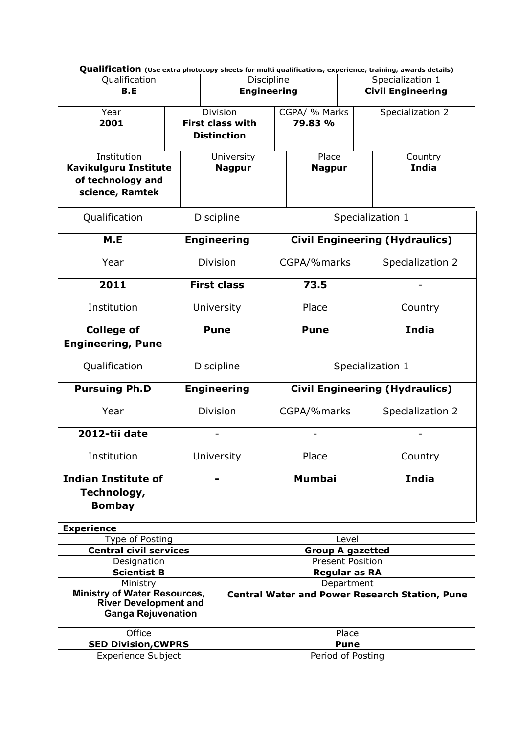**Qualification** (Use extra photocopy sheets for multi qualifications, experience, training, awards details)

| Qualification | Discipline | Specialization 1 |
|---|---|---|
| **B.E** | **Engineering** | **Civil Engineering** |

| Year | Division | CGPA/ % Marks | Specialization 2 |
|---|---|---|---|
| **2001** | **First class with Distinction** | **79.83 %** | |

| Institution | University | Place | Country |
|---|---|---|---|
| **Kavikulguru Institute of technology and science, Ramtek** | **Nagpur** | **Nagpur** | **India** |

| Qualification | Discipline | Specialization 1 | |
|---|---|---|---|
| **M.E** | **Engineering** | **Civil Engineering (Hydraulics)** | |
| Year | Division | CGPA/%marks | Specialization 2 |
| **2011** | **First class** | **73.5** | - |
| Institution | University | Place | Country |
| **College of Engineering, Pune** | **Pune** | **Pune** | **India** |
| Qualification | Discipline | Specialization 1 | |
| **Pursuing Ph.D** | **Engineering** | **Civil Engineering (Hydraulics)** | |
| Year | Division | CGPA/%marks | Specialization 2 |
| **2012-tii date** | - | - | - |
| Institution | University | Place | Country |
| **Indian Institute of Technology, Bombay** | **-** | **Mumbai** | **India** |

**Experience**

| Type of Posting | Level |
|---|---|
| **Central civil services** | **Group A gazetted** |
| Designation | Present Position |
| **Scientist B** | **Regular as RA** |
| Ministry | Department |
| **Ministry of Water Resources, River Development and Ganga Rejuvenation** | **Central Water and Power Research Station, Pune** |
| Office | Place |
| **SED Division,CWPRS** | **Pune** |
| Experience Subject | Period of Posting |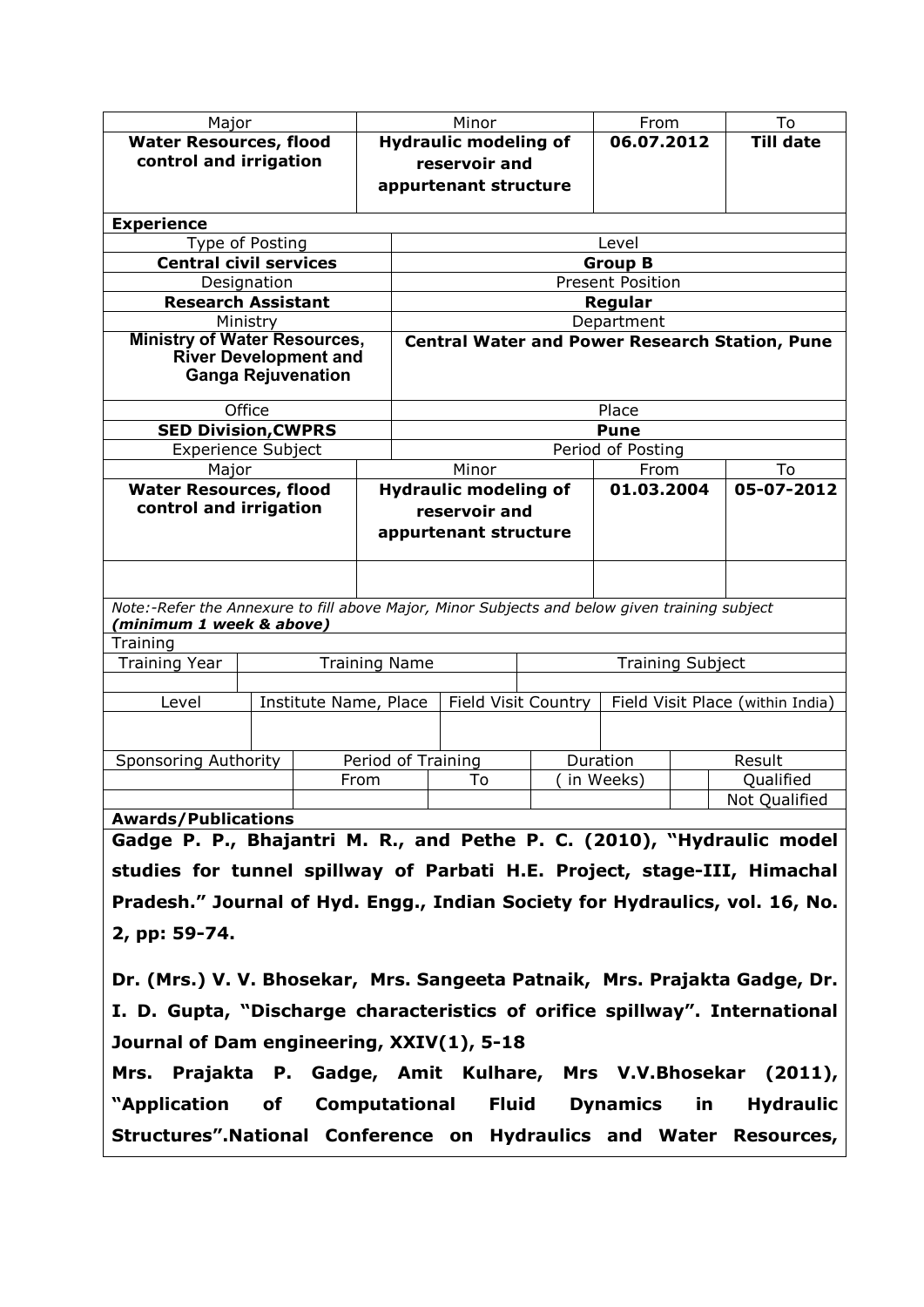| Major | Minor | From | To |
|---|---|---|---|
| **Water Resources, flood control and irrigation** | **Hydraulic modeling of reservoir and appurtenant structure** | **06.07.2012** | **Till date** |

**Experience**

| Type of Posting | Level |
|---|---|
| **Central civil services** | **Group B** |
| Designation | Present Position |
| **Research Assistant** | **Regular** |
| Ministry | Department |
| **Ministry of Water Resources, River Development and Ganga Rejuvenation** | **Central Water and Power Research Station, Pune** |
| Office | Place |
| **SED Division,CWPRS** | **Pune** |
| Experience Subject | Period of Posting |

| Major | Minor | From | To |
|---|---|---|---|
| **Water Resources, flood control and irrigation** | **Hydraulic modeling of reservoir and appurtenant structure** | **01.03.2004** | **05-07-2012** |
| | | | |

*Note:-Refer the Annexure to fill above Major, Minor Subjects and below given training subject (minimum 1 week & above)*

Training

| Training Year | Training Name | Training Subject |
|---|---|---|
| | | |

| Level | Institute Name, Place | Field Visit Country | Field Visit Place (within India) |
|---|---|---|---|
| | | | |

| Sponsoring Authority | Period of Training | | Duration | Result | |
|---|---|---|---|---|---|
| | From | To | ( in Weeks) | | Qualified |
| | | | | | Not Qualified |

**Awards/Publications**

**Gadge P. P., Bhajantri M. R., and Pethe P. C. (2010), "Hydraulic model studies for tunnel spillway of Parbati H.E. Project, stage-III, Himachal Pradesh." Journal of Hyd. Engg., Indian Society for Hydraulics, vol. 16, No. 2, pp: 59-74.**

**Dr. (Mrs.) V. V. Bhosekar, Mrs. Sangeeta Patnaik, Mrs. Prajakta Gadge, Dr. I. D. Gupta, "Discharge characteristics of orifice spillway". International Journal of Dam engineering, XXIV(1), 5-18**

**Mrs. Prajakta P. Gadge, Amit Kulhare, Mrs V.V.Bhosekar (2011), "Application of Computational Fluid Dynamics in Hydraulic Structures".National Conference on Hydraulics and Water Resources,**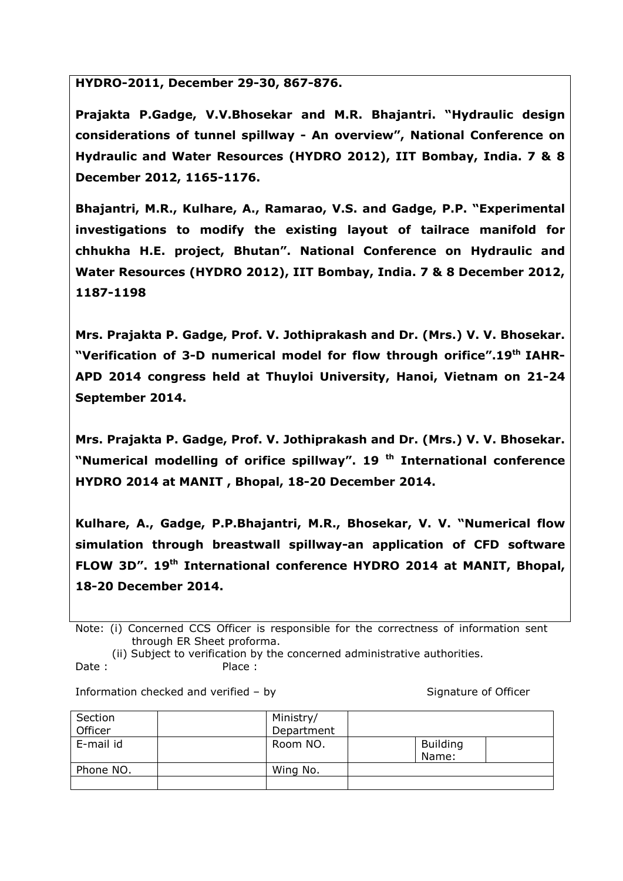**HYDRO-2011, December 29-30, 867-876.**

**Prajakta P.Gadge, V.V.Bhosekar and M.R. Bhajantri. "Hydraulic design considerations of tunnel spillway - An overview", National Conference on Hydraulic and Water Resources (HYDRO 2012), IIT Bombay, India. 7 & 8 December 2012, 1165-1176.**

**Bhajantri, M.R., Kulhare, A., Ramarao, V.S. and Gadge, P.P. "Experimental investigations to modify the existing layout of tailrace manifold for chhukha H.E. project, Bhutan". National Conference on Hydraulic and Water Resources (HYDRO 2012), IIT Bombay, India. 7 & 8 December 2012, 1187-1198**

**Mrs. Prajakta P. Gadge, Prof. V. Jothiprakash and Dr. (Mrs.) V. V. Bhosekar. "Verification of 3-D numerical model for flow through orifice".19th IAHR-APD 2014 congress held at Thuyloi University, Hanoi, Vietnam on 21-24 September 2014.**

**Mrs. Prajakta P. Gadge, Prof. V. Jothiprakash and Dr. (Mrs.) V. V. Bhosekar. "Numerical modelling of orifice spillway". 19 th International conference HYDRO 2014 at MANIT , Bhopal, 18-20 December 2014.**

**Kulhare, A., Gadge, P.P.Bhajantri, M.R., Bhosekar, V. V. "Numerical flow simulation through breastwall spillway-an application of CFD software FLOW 3D". 19th International conference HYDRO 2014 at MANIT, Bhopal, 18-20 December 2014.**

Note: (i) Concerned CCS Officer is responsible for the correctness of information sent through ER Sheet proforma.

(ii) Subject to verification by the concerned administrative authorities.

Date : Place :

Information checked and verified – by Signature of Officer

| | | | | | |
|---|---|---|---|---|---|
| Section Officer | | Ministry/ Department | | | |
| E-mail id | | Room NO. | | Building Name: | |
| Phone NO. | | Wing No. | | | |
| | | | | | |